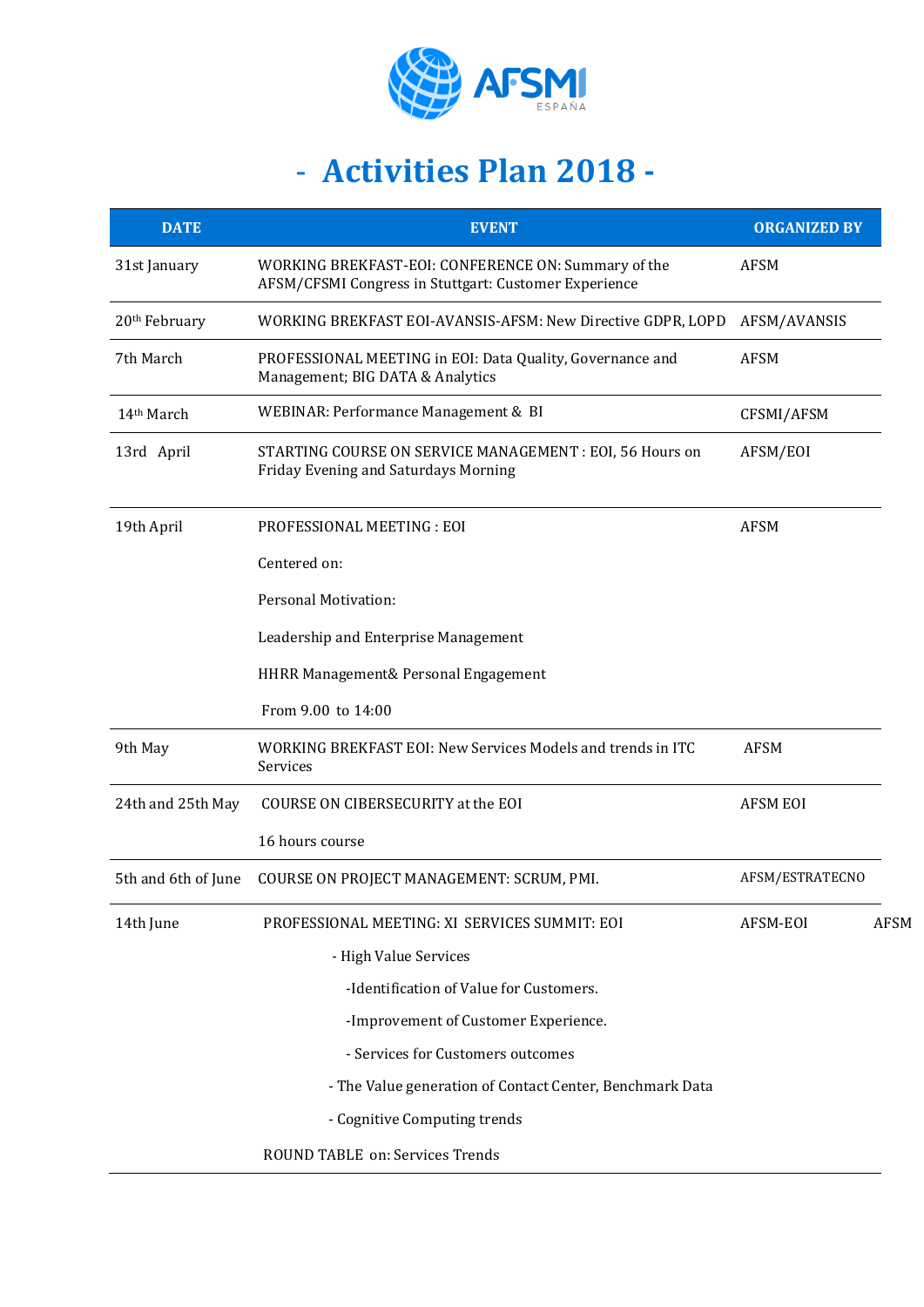# - Activities Plan 2018 -

| DATE | EVENT | ORGANIZED BY |
|---|---|---|
| 31st January | WORKING BREKFAST-EOI: CONFERENCE ON: Summary of the AFSM/CFSMI Congress in Stuttgart: Customer Experience | AFSM |
| 20th February | WORKING BREKFAST EOI-AVANSIS-AFSM: New Directive GDPR, LOPD | AFSM/AVANSIS |
| 7th March | PROFESSIONAL MEETING in EOI: Data Quality, Governance and Management; BIG DATA & Analytics | AFSM |
| 14th March | WEBINAR: Performance Management & BI | CFSMI/AFSM |
| 13rd April | STARTING COURSE ON SERVICE MANAGEMENT : EOI, 56 Hours on Friday Evening and Saturdays Morning | AFSM/EOI |
| 19th April | PROFESSIONAL MEETING : EOI<br><br>Centered on:<br><br>Personal Motivation:<br><br>Leadership and Enterprise Management<br><br>HHRR Management& Personal Engagement<br><br>From 9.00 to 14:00 | AFSM |
| 9th May | WORKING BREKFAST EOI: New Services Models and trends in ITC Services | AFSM |
| 24th and 25th May | COURSE ON CIBERSECURITY at the EOI<br><br>16 hours course | AFSM EOI |
| 5th and 6th of June | COURSE ON PROJECT MANAGEMENT: SCRUM, PMI. | AFSM/ESTRATECNO |
| 14th June | PROFESSIONAL MEETING: XI SERVICES SUMMIT: EOI<br><br>- High Value Services<br><br>-Identification of Value for Customers.<br><br>-Improvement of Customer Experience.<br><br>- Services for Customers outcomes<br><br>- The Value generation of Contact Center, Benchmark Data<br><br>- Cognitive Computing trends<br><br>ROUND TABLE on: Services Trends | AFSM-EOI AFSM |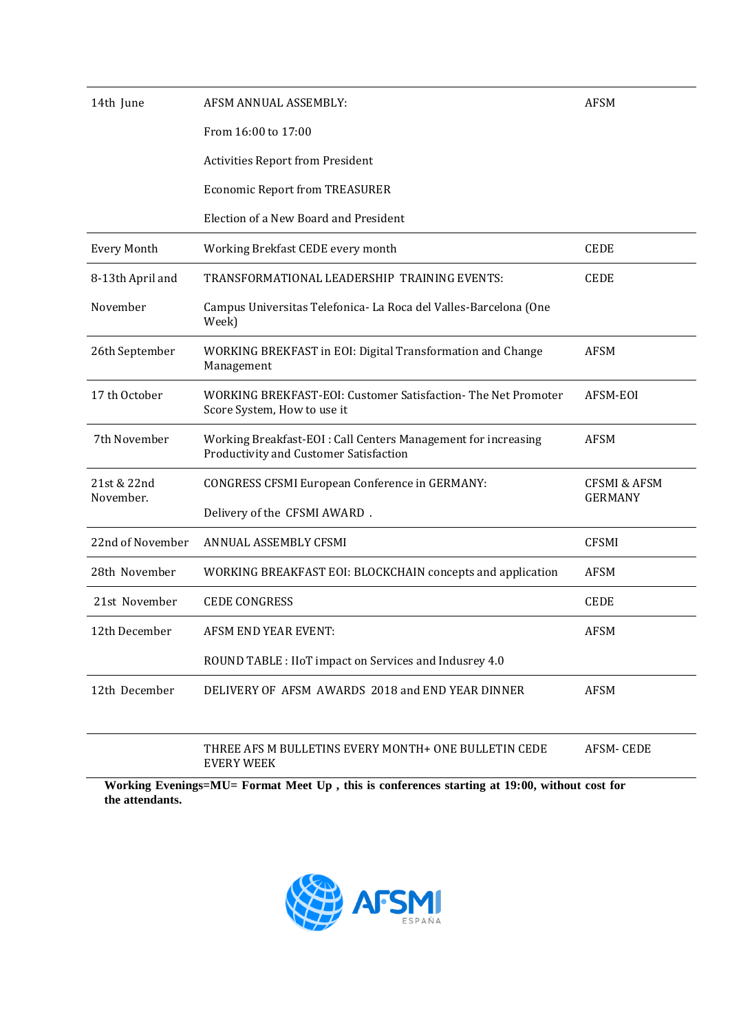| | | |
|---|---|---|
| 14th June | AFSM ANNUAL ASSEMBLY:<br>From 16:00 to 17:00<br>Activities Report from President<br>Economic Report from TREASURER<br>Election of a New Board and President | AFSM |
| Every Month | Working Brekfast CEDE every month | CEDE |
| 8-13th April and November | TRANSFORMATIONAL LEADERSHIP TRAINING EVENTS:<br>Campus Universitas Telefonica- La Roca del Valles-Barcelona (One Week) | CEDE |
| 26th September | WORKING BREKFAST in EOI: Digital Transformation and Change Management | AFSM |
| 17 th October | WORKING BREKFAST-EOI: Customer Satisfaction- The Net Promoter Score System, How to use it | AFSM-EOI |
| 7th November | Working Breakfast-EOI : Call Centers Management for increasing Productivity and Customer Satisfaction | AFSM |
| 21st & 22nd November. | CONGRESS CFSMI European Conference in GERMANY:<br>Delivery of the CFSMI AWARD . | CFSMI & AFSM GERMANY |
| 22nd of November | ANNUAL ASSEMBLY CFSMI | CFSMI |
| 28th November | WORKING BREAKFAST EOI: BLOCKCHAIN concepts and application | AFSM |
| 21st November | CEDE CONGRESS | CEDE |
| 12th December | AFSM END YEAR EVENT:<br>ROUND TABLE : IIoT impact on Services and Indusrey 4.0 | AFSM |
| 12th December | DELIVERY OF AFSM AWARDS 2018 and END YEAR DINNER | AFSM |
| | THREE AFS M BULLETINS EVERY MONTH+ ONE BULLETIN CEDE EVERY WEEK | AFSM- CEDE |

**Working Evenings=MU= Format Meet Up , this is conferences starting at 19:00, without cost for the attendants.**

AFSMI ESPAÑA